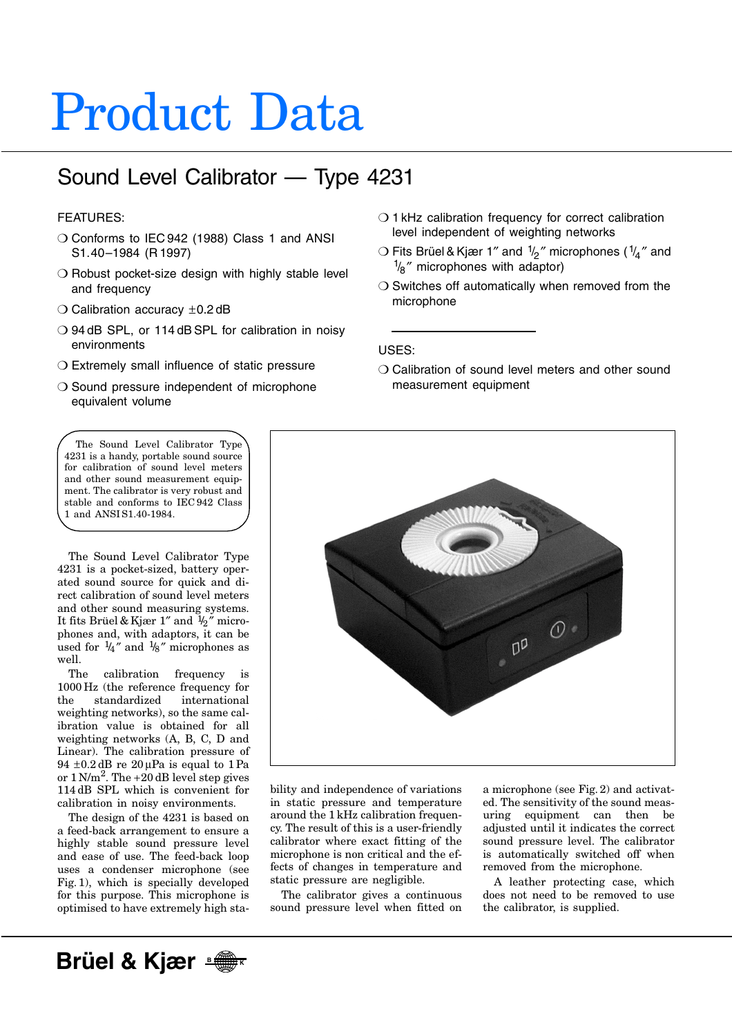# Product Data

## Sound Level Calibrator — Type 4231

FEATURES:

- Conforms to IEC 942 (1988) Class 1 and ANSI S1.40–1984 (R 1997)
- Robust pocket-size design with highly stable level and frequency
- Calibration accuracy ±0.2 dB
- 94 dB SPL, or 114 dB SPL for calibration in noisy environments
- Extremely small influence of static pressure
- Sound pressure independent of microphone equivalent volume
- 1 kHz calibration frequency for correct calibration level independent of weighting networks
- Fits Brüel & Kjær 1″ and $^1/_2$″ microphones ($^1/_4$″ and $^1/_8$″ microphones with adaptor)
- Switches off automatically when removed from the microphone

USES:

- Calibration of sound level meters and other sound measurement equipment

The Sound Level Calibrator Type 4231 is a handy, portable sound source for calibration of sound level meters and other sound measurement equipment. The calibrator is very robust and stable and conforms to IEC 942 Class 1 and ANSI S1.40-1984.

The Sound Level Calibrator Type 4231 is a pocket-sized, battery operated sound source for quick and direct calibration of sound level meters and other sound measuring systems. It fits Brüel & Kjær 1″ and $^1/_2$″ microphones and, with adaptors, it can be used for $^1/_4$″ and $^1/_8$″ microphones as well.

The calibration frequency is 1000 Hz (the reference frequency for the standardized international weighting networks), so the same calibration value is obtained for all weighting networks (A, B, C, D and Linear). The calibration pressure of 94 ±0.2 dB re 20 µPa is equal to 1 Pa or 1 N/m$^2$. The +20 dB level step gives 114 dB SPL which is convenient for calibration in noisy environments.

The design of the 4231 is based on a feed-back arrangement to ensure a highly stable sound pressure level and ease of use. The feed-back loop uses a condenser microphone (see Fig. 1), which is specially developed for this purpose. This microphone is optimised to have extremely high stability and independence of variations in static pressure and temperature around the 1 kHz calibration frequency. The result of this is a user-friendly calibrator where exact fitting of the microphone is non critical and the effects of changes in temperature and static pressure are negligible.

The calibrator gives a continuous sound pressure level when fitted on a microphone (see Fig. 2) and activated. The sensitivity of the sound measuring equipment can then be adjusted until it indicates the correct sound pressure level. The calibrator is automatically switched off when removed from the microphone.

A leather protecting case, which does not need to be removed to use the calibrator, is supplied.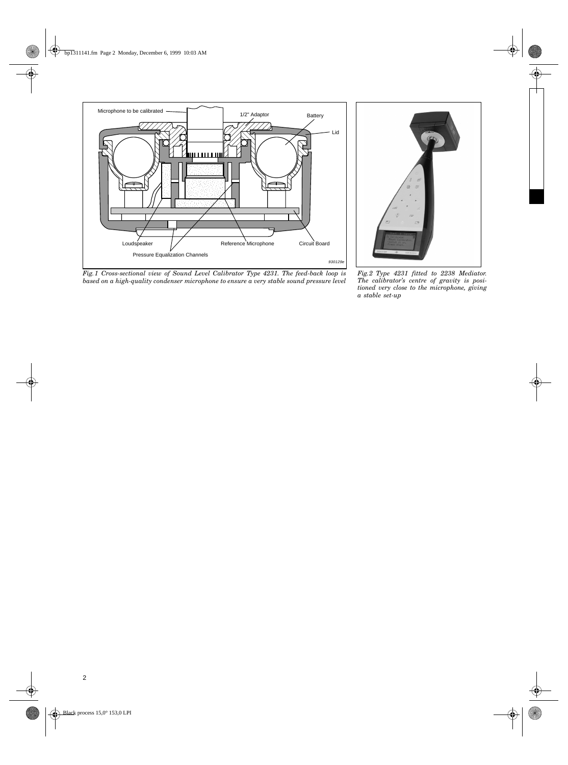Microphone to be calibrated

1/2" Adaptor

Battery

Lid

Loudspeaker

Reference Microphone

Circuit Board

Pressure Equalization Channels

930129e

*Fig.1 Cross-sectional view of Sound Level Calibrator Type 4231. The feed-back loop is based on a high-quality condenser microphone to ensure a very stable sound pressure level*

*Fig.2 Type 4231 fitted to 2238 Mediator. The calibrator's centre of gravity is positioned very close to the microphone, giving a stable set-up*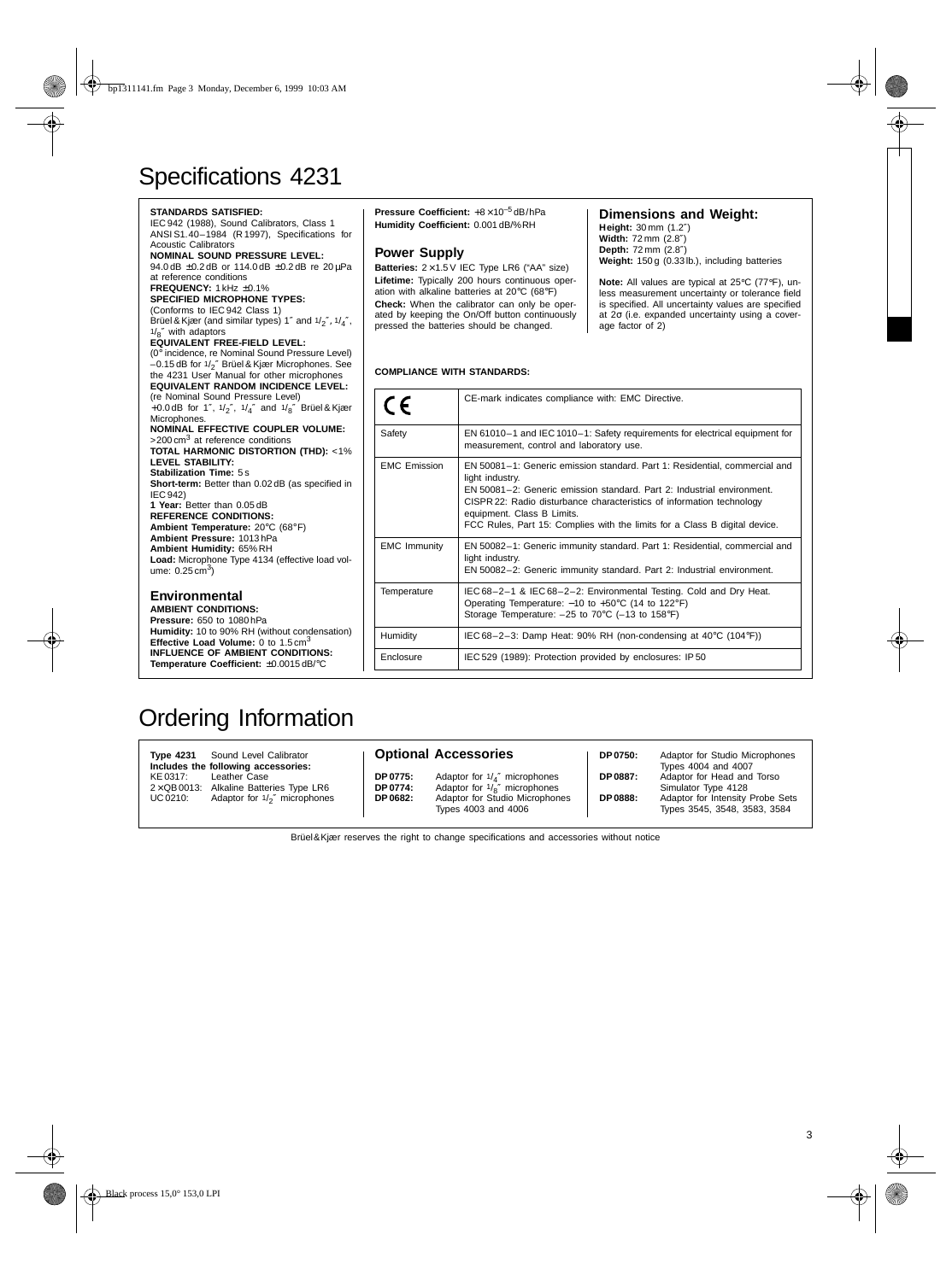# Specifications 4231

**STANDARDS SATISFIED:**
IEC 942 (1988), Sound Calibrators, Class 1
ANSI S1.40–1984 (R 1997), Specifications for Acoustic Calibrators

**NOMINAL SOUND PRESSURE LEVEL:**
94.0 dB ±0.2 dB or 114.0 dB ±0.2 dB re 20 μPa at reference conditions

**FREQUENCY:** 1 kHz ±0.1%

**SPECIFIED MICROPHONE TYPES:**
(Conforms to IEC 942 Class 1)
Brüel & Kjær (and similar types) 1″ and 1/2″, 1/4″, 1/8″ with adaptors

**EQUIVALENT FREE-FIELD LEVEL:**
(0° incidence, re Nominal Sound Pressure Level)
–0.15 dB for 1/2″ Brüel & Kjær Microphones. See the 4231 User Manual for other microphones

**EQUIVALENT RANDOM INCIDENCE LEVEL:**
(re Nominal Sound Pressure Level)
+0.0 dB for 1″, 1/2″, 1/4″ and 1/8″ Brüel & Kjær Microphones.

**NOMINAL EFFECTIVE COUPLER VOLUME:**
>200 cm³ at reference conditions

**TOTAL HARMONIC DISTORTION (THD):** <1%

**LEVEL STABILITY:**
**Stabilization Time:** 5 s
**Short-term:** Better than 0.02 dB (as specified in IEC 942)
**1 Year:** Better than 0.05 dB

**REFERENCE CONDITIONS:**
**Ambient Temperature:** 20°C (68°F)
**Ambient Pressure:** 1013 hPa
**Ambient Humidity:** 65% RH
**Load:** Microphone Type 4134 (effective load volume: 0.25 cm³)

## Environmental

**AMBIENT CONDITIONS:**
**Pressure:** 650 to 1080 hPa
**Humidity:** 10 to 90% RH (without condensation)
**Effective Load Volume:** 0 to 1.5 cm³

**INFLUENCE OF AMBIENT CONDITIONS:**
**Temperature Coefficient:** ±0.0015 dB/°C
**Pressure Coefficient:** $+8 \times 10^{-5}$ dB/hPa
**Humidity Coefficient:** 0.001 dB/% RH

## Power Supply

**Batteries:** 2 × 1.5 V IEC Type LR6 (“AA” size)
**Lifetime:** Typically 200 hours continuous operation with alkaline batteries at 20°C (68°F)
**Check:** When the calibrator can only be operated by keeping the On/Off button continuously pressed the batteries should be changed.

## Dimensions and Weight:

**Height:** 30 mm (1.2″)
**Width:** 72 mm (2.8″)
**Depth:** 72 mm (2.8″)
**Weight:** 150 g (0.33 lb.), including batteries

**Note:** All values are typical at 25°C (77°F), unless measurement uncertainty or tolerance field is specified. All uncertainty values are specified at 2σ (i.e. expanded uncertainty using a coverage factor of 2)

**COMPLIANCE WITH STANDARDS:**

| | |
|---|---|
| CE | CE-mark indicates compliance with: EMC Directive. |
| Safety | EN 61010–1 and IEC 1010–1: Safety requirements for electrical equipment for measurement, control and laboratory use. |
| EMC Emission | EN 50081–1: Generic emission standard. Part 1: Residential, commercial and light industry.<br>EN 50081–2: Generic emission standard. Part 2: Industrial environment.<br>CISPR 22: Radio disturbance characteristics of information technology equipment. Class B Limits.<br>FCC Rules, Part 15: Complies with the limits for a Class B digital device. |
| EMC Immunity | EN 50082–1: Generic immunity standard. Part 1: Residential, commercial and light industry.<br>EN 50082–2: Generic immunity standard. Part 2: Industrial environment. |
| Temperature | IEC 68–2–1 & IEC 68–2–2: Environmental Testing. Cold and Dry Heat.<br>Operating Temperature: –10 to +50°C (14 to 122°F)<br>Storage Temperature: –25 to 70°C (–13 to 158°F) |
| Humidity | IEC 68–2–3: Damp Heat: 90% RH (non-condensing at 40°C (104°F)) |
| Enclosure | IEC 529 (1989): Protection provided by enclosures: IP 50 |

# Ordering Information

**Type 4231** Sound Level Calibrator
**Includes the following accessories:**
KE 0317: Leather Case
2 × QB 0013: Alkaline Batteries Type LR6
UC 0210: Adaptor for 1/2″ microphones

## Optional Accessories

**DP 0775:** Adaptor for 1/4″ microphones
**DP 0774:** Adaptor for 1/8″ microphones
**DP 0682:** Adaptor for Studio Microphones Types 4003 and 4006
**DP 0750:** Adaptor for Studio Microphones Types 4004 and 4007
**DP 0887:** Adaptor for Head and Torso Simulator Type 4128
**DP 0888:** Adaptor for Intensity Probe Sets Types 3545, 3548, 3583, 3584

Brüel & Kjær reserves the right to change specifications and accessories without notice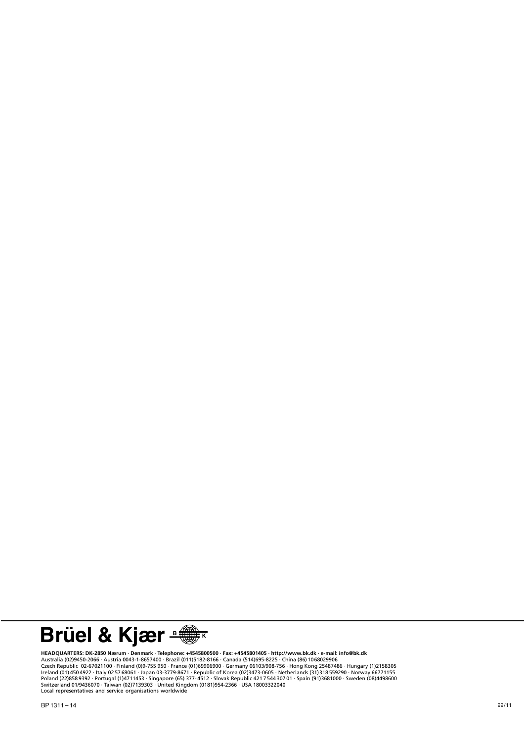**Brüel & Kjær**

**HEADQUARTERS: DK-2850 Nærum · Denmark · Telephone: +4545800500 · Fax: +4545801405 · http://www.bk.dk · e-mail: info@bk.dk**
Australia (02)9450-2066 · Austria 0043-1-8657400 · Brazil (011)5182-8166 · Canada (514)695-8225 · China (86) 1068029906
Czech Republic 02-67021100 · Finland (0)9-755 950 · France (01)69906900 · Germany 06103/908-756 · Hong Kong 25487486 · Hungary (1)2158305
Ireland (01) 450 4922 · Italy 02 57 68061 · Japan 03-3779-8671 · Republic of Korea (02)3473-0605 · Netherlands (31)318 559290 · Norway 66771155
Poland (22)858 9392 · Portugal (1)4711453 · Singapore (65) 377-4512 · Slovak Republic 421 7 544 307 01 · Spain (91)3681000 · Sweden (08)4498600
Switzerland 01/9436070 · Taiwan (02)7139303 · United Kingdom (0181)954-2366 · USA 18003322040
Local representatives and service organisations worldwide

BP 1311 – 14

99/11